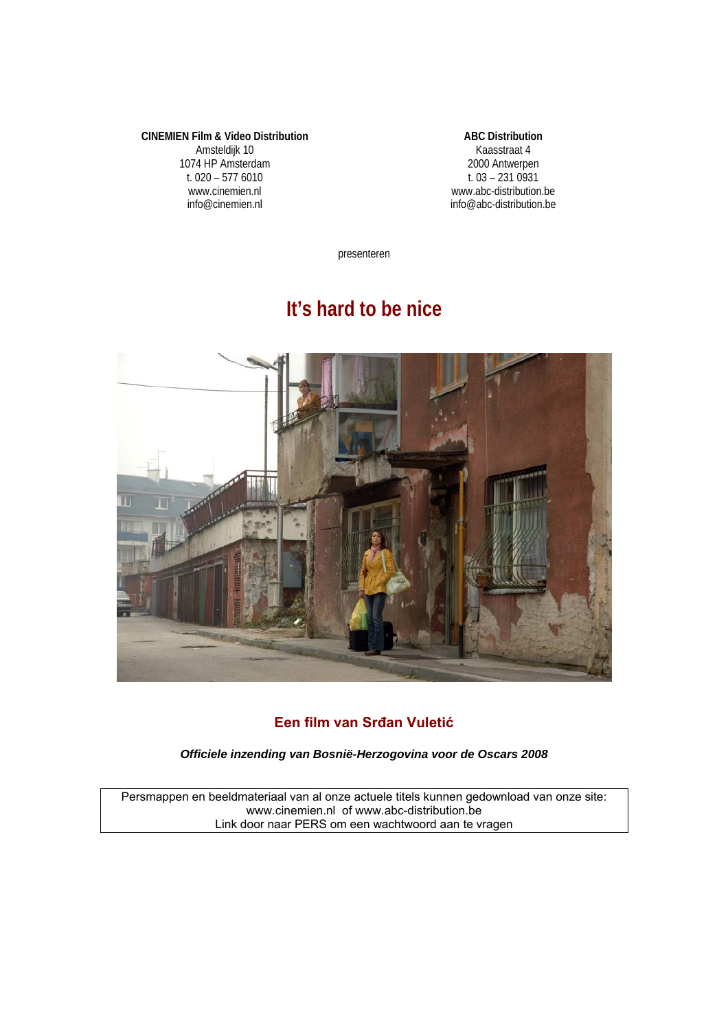**CINEMIEN Film & Video Distribution**
Amsteldijk 10
1074 HP Amsterdam
t. 020 – 577 6010
www.cinemien.nl
info@cinemien.nl

**ABC Distribution**
Kaasstraat 4
2000 Antwerpen
t. 03 – 231 0931
www.abc-distribution.be
info@abc-distribution.be

presenteren

# It's hard to be nice

## Een film van Srđan Vuletić

***Officiele inzending van Bosnië-Herzogovina voor de Oscars 2008***

Persmappen en beeldmateriaal van al onze actuele titels kunnen gedownload van onze site:
www.cinemien.nl of www.abc-distribution.be
Link door naar PERS om een wachtwoord aan te vragen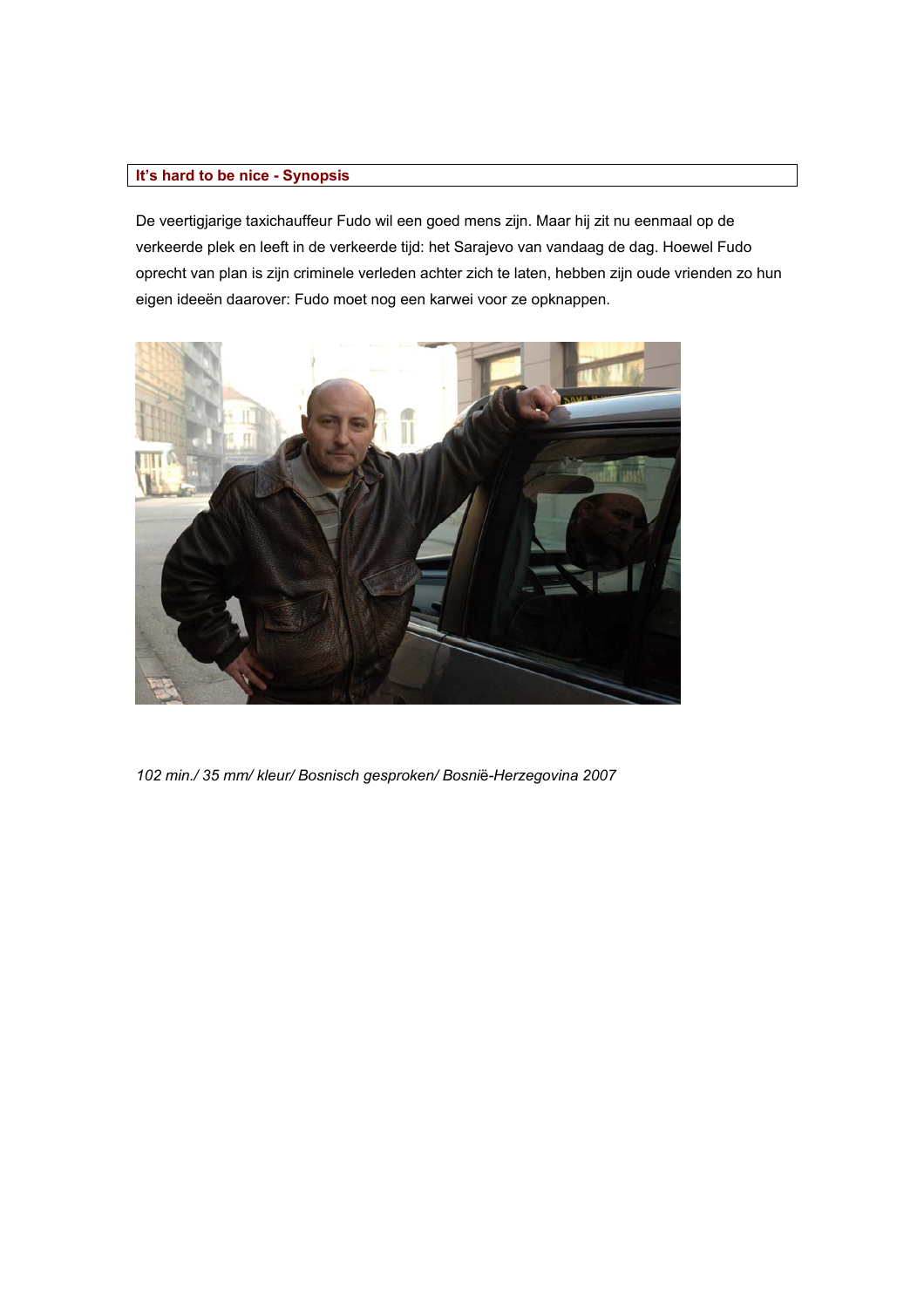## It’s hard to be nice - Synopsis

De veertigjarige taxichauffeur Fudo wil een goed mens zijn. Maar hij zit nu eenmaal op de verkeerde plek en leeft in de verkeerde tijd: het Sarajevo van vandaag de dag. Hoewel Fudo oprecht van plan is zijn criminele verleden achter zich te laten, hebben zijn oude vrienden zo hun eigen ideeën daarover: Fudo moet nog een karwei voor ze opknappen.

*102 min./ 35 mm/ kleur/ Bosnisch gesproken/ Bosnië-Herzegovina 2007*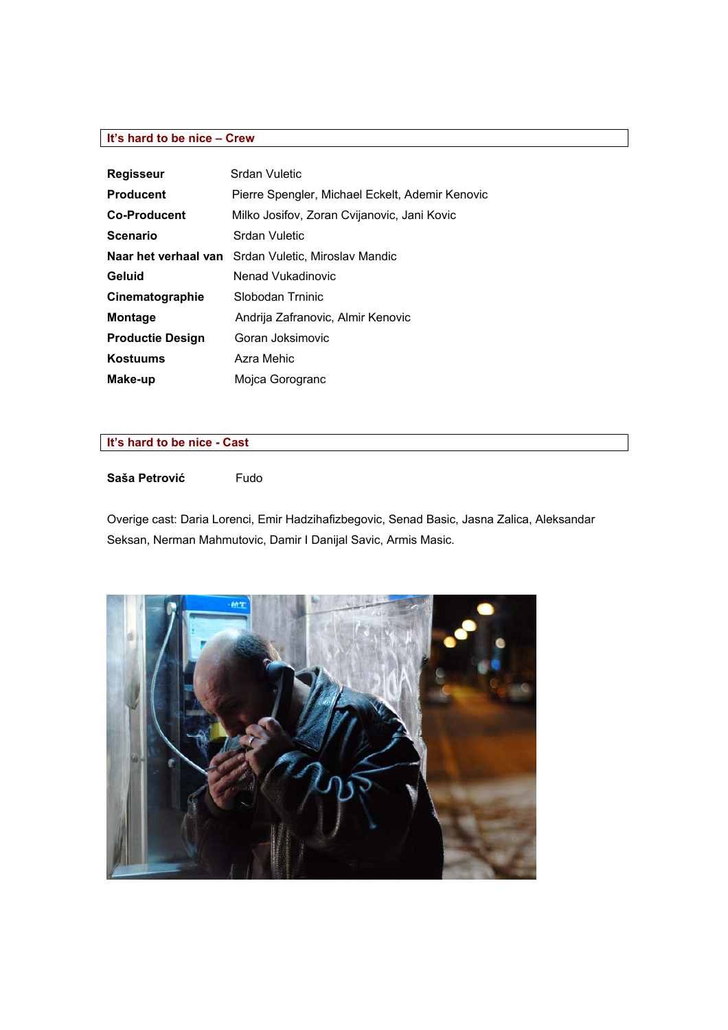## It's hard to be nice – Crew

| | |
|---|---|
| **Regisseur** | Srdan Vuletic |
| **Producent** | Pierre Spengler, Michael Eckelt, Ademir Kenovic |
| **Co-Producent** | Milko Josifov, Zoran Cvijanovic, Jani Kovic |
| **Scenario** | Srdan Vuletic |
| **Naar het verhaal van** | Srdan Vuletic, Miroslav Mandic |
| **Geluid** | Nenad Vukadinovic |
| **Cinematographie** | Slobodan Trninic |
| **Montage** | Andrija Zafranovic, Almir Kenovic |
| **Productie Design** | Goran Joksimovic |
| **Kostuums** | Azra Mehic |
| **Make-up** | Mojca Gorogranc |

## It's hard to be nice - Cast

| | |
|---|---|
| **Saša Petrović** | Fudo |

Overige cast: Daria Lorenci, Emir Hadzihafizbegovic, Senad Basic, Jasna Zalica, Aleksandar Seksan, Nerman Mahmutovic, Damir I Danijal Savic, Armis Masic.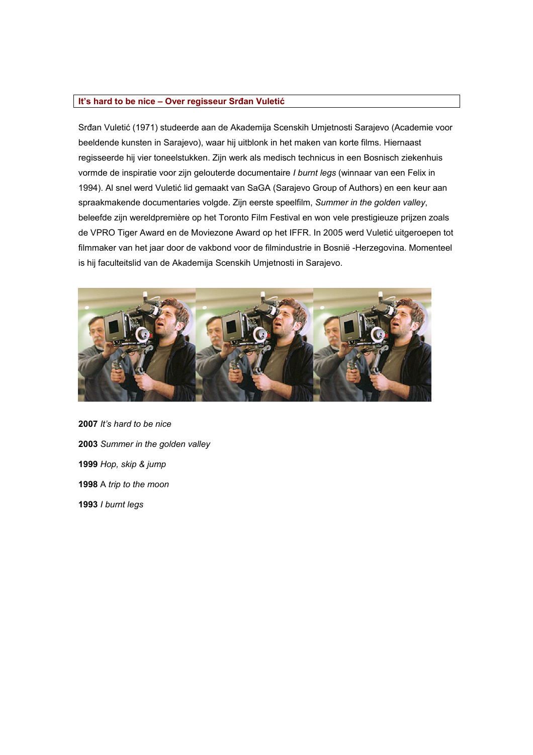## It's hard to be nice – Over regisseur Srđan Vuletić

Srđan Vuletić (1971) studeerde aan de Akademija Scenskih Umjetnosti Sarajevo (Academie voor beeldende kunsten in Sarajevo), waar hij uitblonk in het maken van korte films. Hiernaast regisseerde hij vier toneelstukken. Zijn werk als medisch technicus in een Bosnisch ziekenhuis vormde de inspiratie voor zijn gelouterde documentaire *I burnt legs* (winnaar van een Felix in 1994). Al snel werd Vuletić lid gemaakt van SaGA (Sarajevo Group of Authors) en een keur aan spraakmakende documentaries volgde. Zijn eerste speelfilm, *Summer in the golden valley*, beleefde zijn wereldpremière op het Toronto Film Festival en won vele prestigieuze prijzen zoals de VPRO Tiger Award en de Moviezone Award op het IFFR. In 2005 werd Vuletić uitgeroepen tot filmmaker van het jaar door de vakbond voor de filmindustrie in Bosnië -Herzegovina. Momenteel is hij faculteitslid van de Akademija Scenskih Umjetnosti in Sarajevo.

**2007** *It's hard to be nice*

**2003** *Summer in the golden valley*

**1999** *Hop, skip & jump*

**1998** A *trip to the moon*

**1993** *I burnt legs*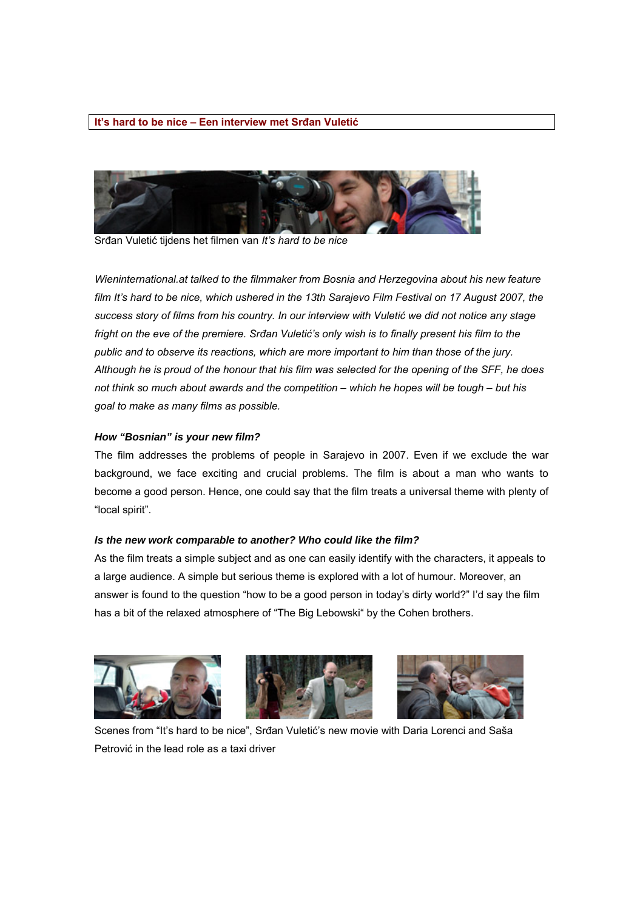## It's hard to be nice – Een interview met Srđan Vuletić

Srđan Vuletić tijdens het filmen van *It's hard to be nice*

*Wieninternational.at talked to the filmmaker from Bosnia and Herzegovina about his new feature film It's hard to be nice, which ushered in the 13th Sarajevo Film Festival on 17 August 2007, the success story of films from his country. In our interview with Vuletić we did not notice any stage fright on the eve of the premiere. Srđan Vuletić's only wish is to finally present his film to the public and to observe its reactions, which are more important to him than those of the jury. Although he is proud of the honour that his film was selected for the opening of the SFF, he does not think so much about awards and the competition – which he hopes will be tough – but his goal to make as many films as possible.*

***How "Bosnian" is your new film?***

The film addresses the problems of people in Sarajevo in 2007. Even if we exclude the war background, we face exciting and crucial problems. The film is about a man who wants to become a good person. Hence, one could say that the film treats a universal theme with plenty of "local spirit".

***Is the new work comparable to another? Who could like the film?***

As the film treats a simple subject and as one can easily identify with the characters, it appeals to a large audience. A simple but serious theme is explored with a lot of humour. Moreover, an answer is found to the question "how to be a good person in today's dirty world?" I'd say the film has a bit of the relaxed atmosphere of "The Big Lebowski" by the Cohen brothers.

Scenes from "It's hard to be nice", Srđan Vuletić's new movie with Daria Lorenci and Saša Petrović in the lead role as a taxi driver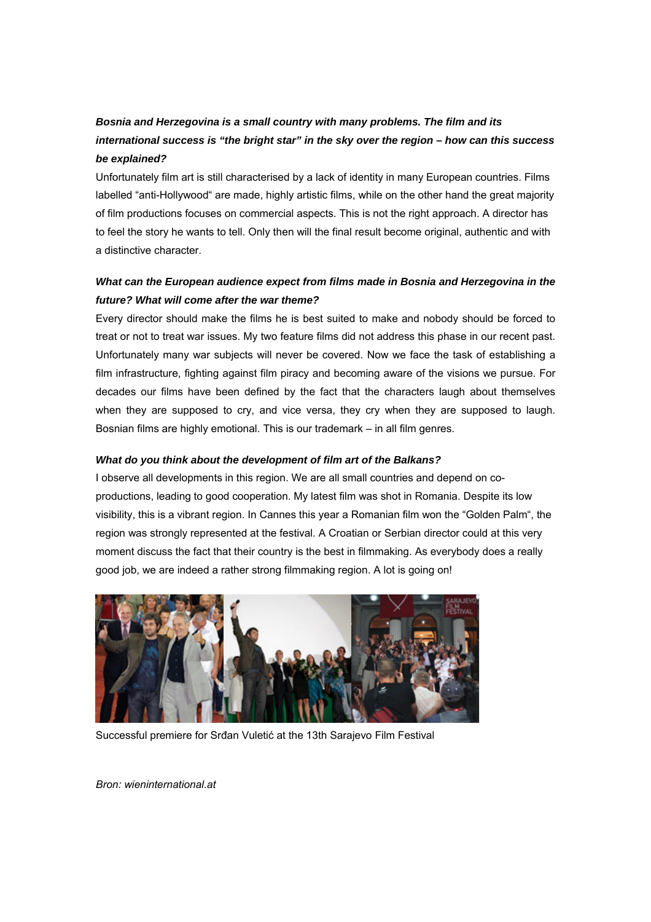***Bosnia and Herzegovina is a small country with many problems. The film and its international success is "the bright star" in the sky over the region – how can this success be explained?***

Unfortunately film art is still characterised by a lack of identity in many European countries. Films labelled "anti-Hollywood" are made, highly artistic films, while on the other hand the great majority of film productions focuses on commercial aspects. This is not the right approach. A director has to feel the story he wants to tell. Only then will the final result become original, authentic and with a distinctive character.

***What can the European audience expect from films made in Bosnia and Herzegovina in the future? What will come after the war theme?***

Every director should make the films he is best suited to make and nobody should be forced to treat or not to treat war issues. My two feature films did not address this phase in our recent past. Unfortunately many war subjects will never be covered. Now we face the task of establishing a film infrastructure, fighting against film piracy and becoming aware of the visions we pursue. For decades our films have been defined by the fact that the characters laugh about themselves when they are supposed to cry, and vice versa, they cry when they are supposed to laugh. Bosnian films are highly emotional. This is our trademark – in all film genres.

***What do you think about the development of film art of the Balkans?***

I observe all developments in this region. We are all small countries and depend on co-productions, leading to good cooperation. My latest film was shot in Romania. Despite its low visibility, this is a vibrant region. In Cannes this year a Romanian film won the "Golden Palm", the region was strongly represented at the festival. A Croatian or Serbian director could at this very moment discuss the fact that their country is the best in filmmaking. As everybody does a really good job, we are indeed a rather strong filmmaking region. A lot is going on!

Successful premiere for Srđan Vuletić at the 13th Sarajevo Film Festival

*Bron: wieninternational.at*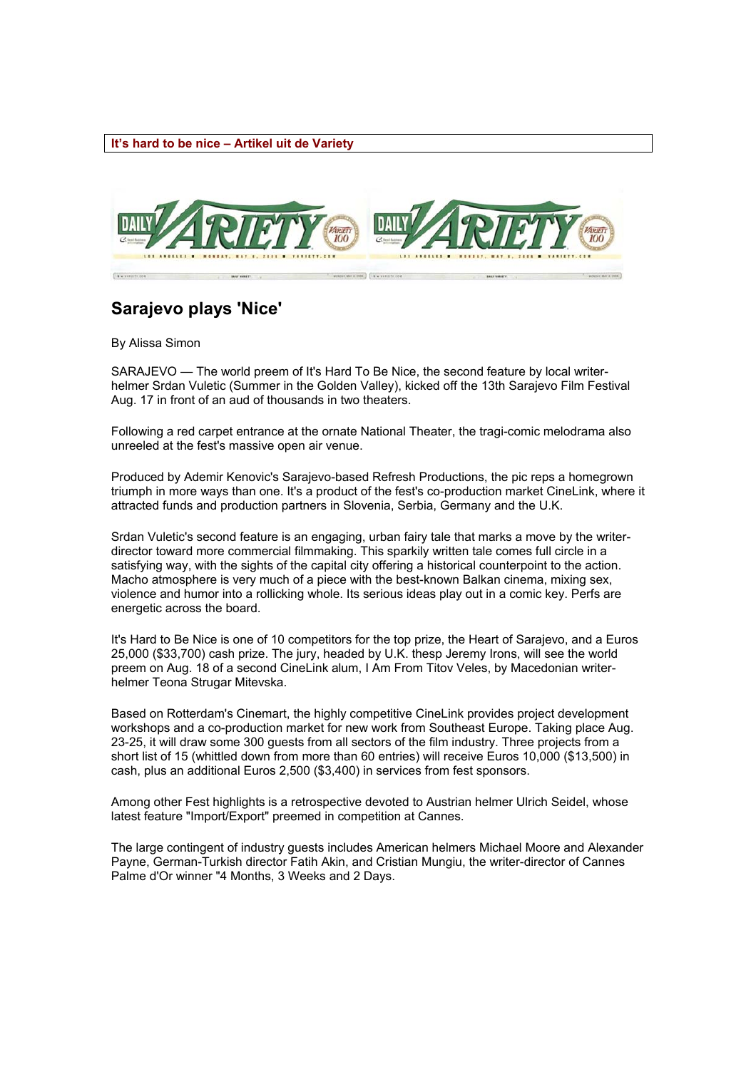**It's hard to be nice – Artikel uit de Variety**

## Sarajevo plays 'Nice'

By Alissa Simon

SARAJEVO — The world preem of It's Hard To Be Nice, the second feature by local writer-helmer Srdan Vuletic (Summer in the Golden Valley), kicked off the 13th Sarajevo Film Festival Aug. 17 in front of an aud of thousands in two theaters.

Following a red carpet entrance at the ornate National Theater, the tragi-comic melodrama also unreeled at the fest's massive open air venue.

Produced by Ademir Kenovic's Sarajevo-based Refresh Productions, the pic reps a homegrown triumph in more ways than one. It's a product of the fest's co-production market CineLink, where it attracted funds and production partners in Slovenia, Serbia, Germany and the U.K.

Srdan Vuletic's second feature is an engaging, urban fairy tale that marks a move by the writer-director toward more commercial filmmaking. This sparkily written tale comes full circle in a satisfying way, with the sights of the capital city offering a historical counterpoint to the action. Macho atmosphere is very much of a piece with the best-known Balkan cinema, mixing sex, violence and humor into a rollicking whole. Its serious ideas play out in a comic key. Perfs are energetic across the board.

It's Hard to Be Nice is one of 10 competitors for the top prize, the Heart of Sarajevo, and a Euros 25,000 ($33,700) cash prize. The jury, headed by U.K. thesp Jeremy Irons, will see the world preem on Aug. 18 of a second CineLink alum, I Am From Titov Veles, by Macedonian writer-helmer Teona Strugar Mitevska.

Based on Rotterdam's Cinemart, the highly competitive CineLink provides project development workshops and a co-production market for new work from Southeast Europe. Taking place Aug. 23-25, it will draw some 300 guests from all sectors of the film industry. Three projects from a short list of 15 (whittled down from more than 60 entries) will receive Euros 10,000 ($13,500) in cash, plus an additional Euros 2,500 ($3,400) in services from fest sponsors.

Among other Fest highlights is a retrospective devoted to Austrian helmer Ulrich Seidel, whose latest feature "Import/Export" preemed in competition at Cannes.

The large contingent of industry guests includes American helmers Michael Moore and Alexander Payne, German-Turkish director Fatih Akin, and Cristian Mungiu, the writer-director of Cannes Palme d'Or winner "4 Months, 3 Weeks and 2 Days.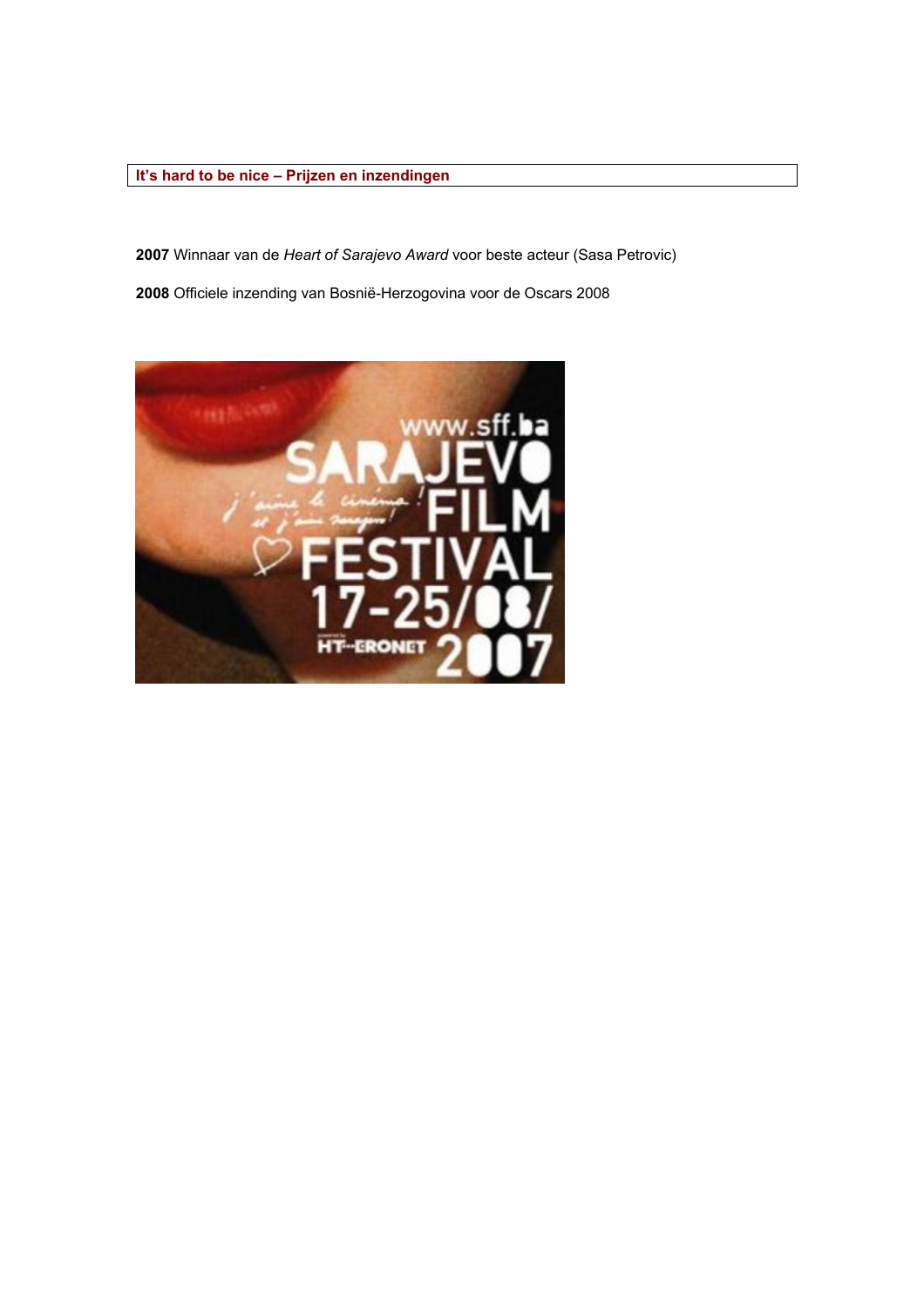## It's hard to be nice – Prijzen en inzendingen

**2007** Winnaar van de *Heart of Sarajevo Award* voor beste acteur (Sasa Petrovic)

**2008** Officiele inzending van Bosnië-Herzogovina voor de Oscars 2008